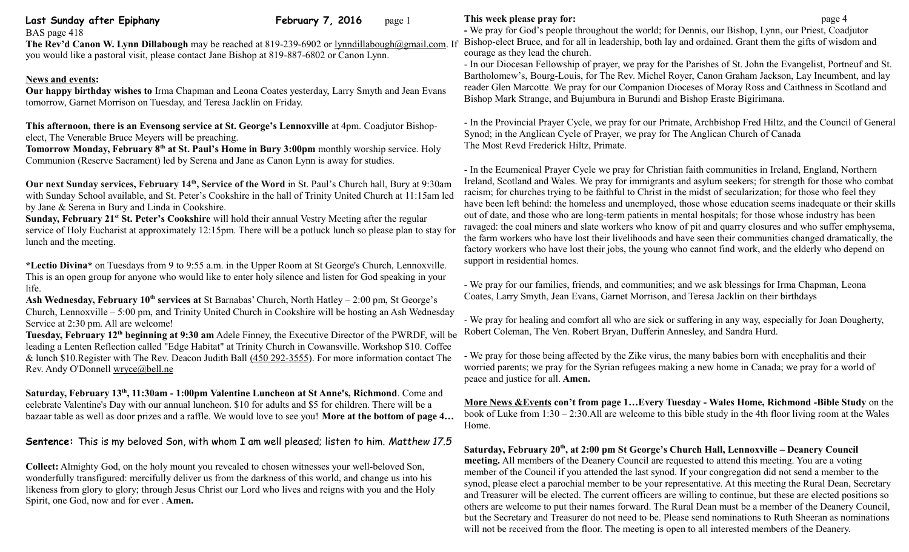**Last Sunday after Epiphany** **February 7, 2016**

BAS page 418

**The Rev'd Canon W. Lynn Dillabough** may be reached at 819-239-6902 or lynndillabough@gmail.com. If you would like a pastoral visit, please contact Jane Bishop at 819-887-6802 or Canon Lynn.

**News and events:**

**Our happy birthday wishes to** Irma Chapman and Leona Coates yesterday, Larry Smyth and Jean Evans tomorrow, Garnet Morrison on Tuesday, and Teresa Jacklin on Friday.

**This afternoon, there is an Evensong service at St. George's Lennoxville** at 4pm. Coadjutor Bishop-elect, The Venerable Bruce Meyers will be preaching.

**Tomorrow Monday, February 8th at St. Paul's Home in Bury 3:00pm** monthly worship service. Holy Communion (Reserve Sacrament) led by Serena and Jane as Canon Lynn is away for studies.

**Our next Sunday services, February 14th, Service of the Word** in St. Paul's Church hall, Bury at 9:30am with Sunday School available, and St. Peter's Cookshire in the hall of Trinity United Church at 11:15am led by Jane & Serena in Bury and Linda in Cookshire.

**Sunday, February 21st St. Peter's Cookshire** will hold their annual Vestry Meeting after the regular service of Holy Eucharist at approximately 12:15pm. There will be a potluck lunch so please plan to stay for lunch and the meeting.

**\*Lectio Divina\*** on Tuesdays from 9 to 9:55 a.m. in the Upper Room at St George's Church, Lennoxville. This is an open group for anyone who would like to enter holy silence and listen for God speaking in your life.

**Ash Wednesday, February 10th services at** St Barnabas' Church, North Hatley – 2:00 pm, St George's Church, Lennoxville – 5:00 pm, and Trinity United Church in Cookshire will be hosting an Ash Wednesday Service at 2:30 pm. All are welcome!

**Tuesday, February 12th beginning at 9:30 am** Adele Finney, the Executive Director of the PWRDF, will be leading a Lenten Reflection called "Edge Habitat" at Trinity Church in Cowansville. Workshop $10. Coffee & lunch $10.Register with The Rev. Deacon Judith Ball (450 292-3555). For more information contact The Rev. Andy O'Donnell wryce@bell.ne

**Saturday, February 13th, 11:30am - 1:00pm Valentine Luncheon at St Anne's, Richmond**. Come and celebrate Valentine's Day with our annual luncheon. $10 for adults and $5 for children. There will be a bazaar table as well as door prizes and a raffle. We would love to see you! **More at the bottom of page 4…**

**Sentence:** This is my beloved Son, with whom I am well pleased; listen to him. *Matthew 17.5*

**Collect:** Almighty God, on the holy mount you revealed to chosen witnesses your well-beloved Son, wonderfully transfigured: mercifully deliver us from the darkness of this world, and change us into his likeness from glory to glory; through Jesus Christ our Lord who lives and reigns with you and the Holy Spirit, one God, now and for ever . **Amen.**

**This week please pray for:**

**-** We pray for God's people throughout the world; for Dennis, our Bishop, Lynn, our Priest, Coadjutor Bishop-elect Bruce, and for all in leadership, both lay and ordained. Grant them the gifts of wisdom and courage as they lead the church.

- In our Diocesan Fellowship of prayer, we pray for the Parishes of St. John the Evangelist, Portneuf and St. Bartholomew's, Bourg-Louis, for The Rev. Michel Royer, Canon Graham Jackson, Lay Incumbent, and lay reader Glen Marcotte. We pray for our Companion Dioceses of Moray Ross and Caithness in Scotland and Bishop Mark Strange, and Bujumbura in Burundi and Bishop Eraste Bigirimana.

- In the Provincial Prayer Cycle, we pray for our Primate, Archbishop Fred Hiltz, and the Council of General Synod; in the Anglican Cycle of Prayer, we pray for The Anglican Church of Canada The Most Revd Frederick Hiltz, Primate.

- In the Ecumenical Prayer Cycle we pray for Christian faith communities in Ireland, England, Northern Ireland, Scotland and Wales. We pray for immigrants and asylum seekers; for strength for those who combat racism; for churches trying to be faithful to Christ in the midst of secularization; for those who feel they have been left behind: the homeless and unemployed, those whose education seems inadequate or their skills out of date, and those who are long-term patients in mental hospitals; for those whose industry has been ravaged: the coal miners and slate workers who know of pit and quarry closures and who suffer emphysema, the farm workers who have lost their livelihoods and have seen their communities changed dramatically, the factory workers who have lost their jobs, the young who cannot find work, and the elderly who depend on support in residential homes.

- We pray for our families, friends, and communities; and we ask blessings for Irma Chapman, Leona Coates, Larry Smyth, Jean Evans, Garnet Morrison, and Teresa Jacklin on their birthdays

- We pray for healing and comfort all who are sick or suffering in any way, especially for Joan Dougherty, Robert Coleman, The Ven. Robert Bryan, Dufferin Annesley, and Sandra Hurd.

- We pray for those being affected by the Zike virus, the many babies born with encephalitis and their worried parents; we pray for the Syrian refugees making a new home in Canada; we pray for a world of peace and justice for all. **Amen.**

**More News &Events con't from page 1…Every Tuesday - Wales Home, Richmond -Bible Study** on the book of Luke from 1:30 – 2:30.All are welcome to this bible study in the 4th floor living room at the Wales Home.

**Saturday, February 20th, at 2:00 pm St George's Church Hall, Lennoxville – Deanery Council meeting.** All members of the Deanery Council are requested to attend this meeting. You are a voting member of the Council if you attended the last synod. If your congregation did not send a member to the synod, please elect a parochial member to be your representative. At this meeting the Rural Dean, Secretary and Treasurer will be elected. The current officers are willing to continue, but these are elected positions so others are welcome to put their names forward. The Rural Dean must be a member of the Deanery Council, but the Secretary and Treasurer do not need to be. Please send nominations to Ruth Sheeran as nominations will not be received from the floor. The meeting is open to all interested members of the Deanery.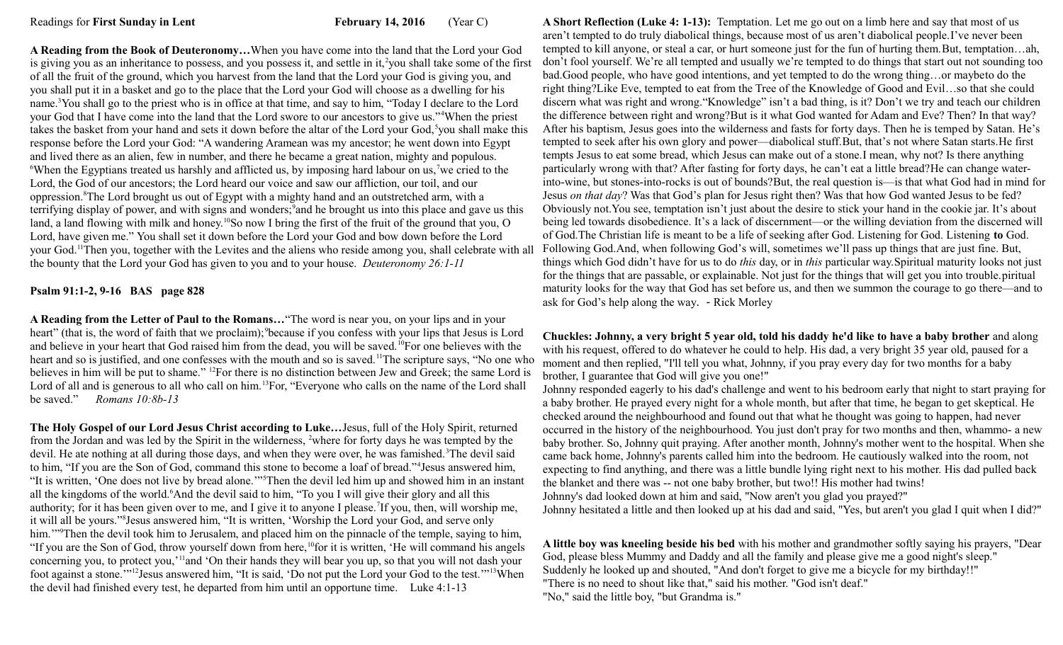Readings for **First Sunday in Lent** **February 14, 2016** (Year C)

**A Reading from the Book of Deuteronomy…**When you have come into the land that the Lord your God is giving you as an inheritance to possess, and you possess it, and settle in it,[2]you shall take some of the first of all the fruit of the ground, which you harvest from the land that the Lord your God is giving you, and you shall put it in a basket and go to the place that the Lord your God will choose as a dwelling for his name.[3]You shall go to the priest who is in office at that time, and say to him, "Today I declare to the Lord your God that I have come into the land that the Lord swore to our ancestors to give us."[4]When the priest takes the basket from your hand and sets it down before the altar of the Lord your God,[5]you shall make this response before the Lord your God: "A wandering Aramean was my ancestor; he went down into Egypt and lived there as an alien, few in number, and there he became a great nation, mighty and populous.[6]When the Egyptians treated us harshly and afflicted us, by imposing hard labour on us,[7]we cried to the Lord, the God of our ancestors; the Lord heard our voice and saw our affliction, our toil, and our oppression.[8]The Lord brought us out of Egypt with a mighty hand and an outstretched arm, with a terrifying display of power, and with signs and wonders;[9]and he brought us into this place and gave us this land, a land flowing with milk and honey.[10]So now I bring the first of the fruit of the ground that you, O Lord, have given me." You shall set it down before the Lord your God and bow down before the Lord your God.[11]Then you, together with the Levites and the aliens who reside among you, shall celebrate with all the bounty that the Lord your God has given to you and to your house. *Deuteronomy 26:1-11*

**Psalm 91:1-2, 9-16 BAS page 828**

**A Reading from the Letter of Paul to the Romans…**"The word is near you, on your lips and in your heart" (that is, the word of faith that we proclaim);[9]because if you confess with your lips that Jesus is Lord and believe in your heart that God raised him from the dead, you will be saved.[10]For one believes with the heart and so is justified, and one confesses with the mouth and so is saved.[11]The scripture says, "No one who believes in him will be put to shame." [12]For there is no distinction between Jew and Greek; the same Lord is Lord of all and is generous to all who call on him.[13]For, "Everyone who calls on the name of the Lord shall be saved." *Romans 10:8b-13*

**The Holy Gospel of our Lord Jesus Christ according to Luke…**Jesus, full of the Holy Spirit, returned from the Jordan and was led by the Spirit in the wilderness, [2]where for forty days he was tempted by the devil. He ate nothing at all during those days, and when they were over, he was famished.[3]The devil said to him, "If you are the Son of God, command this stone to become a loaf of bread."[4]Jesus answered him, "It is written, 'One does not live by bread alone.'"[5]Then the devil led him up and showed him in an instant all the kingdoms of the world.[6]And the devil said to him, "To you I will give their glory and all this authority; for it has been given over to me, and I give it to anyone I please.[7]If you, then, will worship me, it will all be yours."[8]Jesus answered him, "It is written, 'Worship the Lord your God, and serve only him.'"[9]Then the devil took him to Jerusalem, and placed him on the pinnacle of the temple, saying to him, "If you are the Son of God, throw yourself down from here,[10]for it is written, 'He will command his angels concerning you, to protect you,'[11]and 'On their hands they will bear you up, so that you will not dash your foot against a stone.'"[12]Jesus answered him, "It is said, 'Do not put the Lord your God to the test.'"[13]When the devil had finished every test, he departed from him until an opportune time. Luke 4:1-13

**A Short Reflection (Luke 4: 1-13):** Temptation. Let me go out on a limb here and say that most of us aren't tempted to do truly diabolical things, because most of us aren't diabolical people.I've never been tempted to kill anyone, or steal a car, or hurt someone just for the fun of hurting them.But, temptation…ah, don't fool yourself. We're all tempted and usually we're tempted to do things that start out not sounding too bad.Good people, who have good intentions, and yet tempted to do the wrong thing…or maybeto do the right thing?Like Eve, tempted to eat from the Tree of the Knowledge of Good and Evil…so that she could discern what was right and wrong."Knowledge" isn't a bad thing, is it? Don't we try and teach our children the difference between right and wrong?But is it what God wanted for Adam and Eve? Then? In that way? After his baptism, Jesus goes into the wilderness and fasts for forty days. Then he is temped by Satan. He's tempted to seek after his own glory and power—diabolical stuff.But, that's not where Satan starts.He first tempts Jesus to eat some bread, which Jesus can make out of a stone.I mean, why not? Is there anything particularly wrong with that? After fasting for forty days, he can't eat a little bread?He can change water-into-wine, but stones-into-rocks is out of bounds?But, the real question is—is that what God had in mind for Jesus *on that day*? Was that God's plan for Jesus right then? Was that how God wanted Jesus to be fed? Obviously not.You see, temptation isn't just about the desire to stick your hand in the cookie jar. It's about being led towards disobedience. It's a lack of discernment—or the willing deviation from the discerned will of God.The Christian life is meant to be a life of seeking after God. Listening for God. Listening **to** God. Following God.And, when following God's will, sometimes we'll pass up things that are just fine. But, things which God didn't have for us to do *this* day, or in *this* particular way.Spiritual maturity looks not just for the things that are passable, or explainable. Not just for the things that will get you into trouble.piritual maturity looks for the way that God has set before us, and then we summon the courage to go there—and to ask for God's help along the way. - Rick Morley

**Chuckles: Johnny, a very bright 5 year old, told his daddy he'd like to have a baby brother** and along with his request, offered to do whatever he could to help. His dad, a very bright 35 year old, paused for a moment and then replied, "I'll tell you what, Johnny, if you pray every day for two months for a baby brother, I guarantee that God will give you one!"
Johnny responded eagerly to his dad's challenge and went to his bedroom early that night to start praying for a baby brother. He prayed every night for a whole month, but after that time, he began to get skeptical. He checked around the neighbourhood and found out that what he thought was going to happen, had never occurred in the history of the neighbourhood. You just don't pray for two months and then, whammo- a new baby brother. So, Johnny quit praying. After another month, Johnny's mother went to the hospital. When she came back home, Johnny's parents called him into the bedroom. He cautiously walked into the room, not expecting to find anything, and there was a little bundle lying right next to his mother. His dad pulled back the blanket and there was -- not one baby brother, but two!! His mother had twins!
Johnny's dad looked down at him and said, "Now aren't you glad you prayed?"
Johnny hesitated a little and then looked up at his dad and said, "Yes, but aren't you glad I quit when I did?"

**A little boy was kneeling beside his bed** with his mother and grandmother softly saying his prayers, "Dear God, please bless Mummy and Daddy and all the family and please give me a good night's sleep."
Suddenly he looked up and shouted, "And don't forget to give me a bicycle for my birthday!!"
"There is no need to shout like that," said his mother. "God isn't deaf."
"No," said the little boy, "but Grandma is."